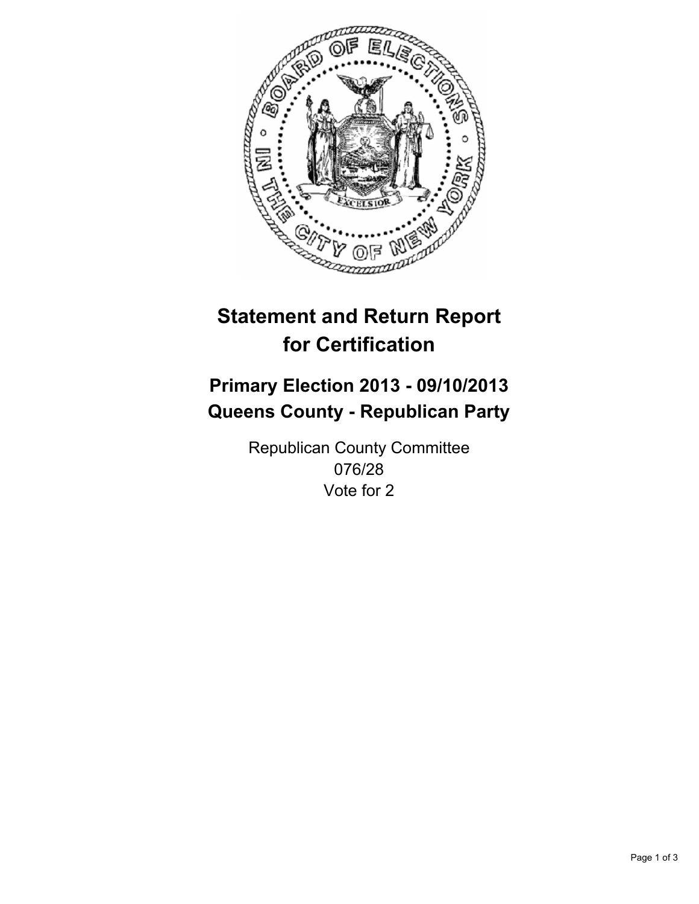# Statement and Return Report for Certification

## Primary Election 2013 - 09/10/2013
## Queens County - Republican Party

Republican County Committee
076/28
Vote for 2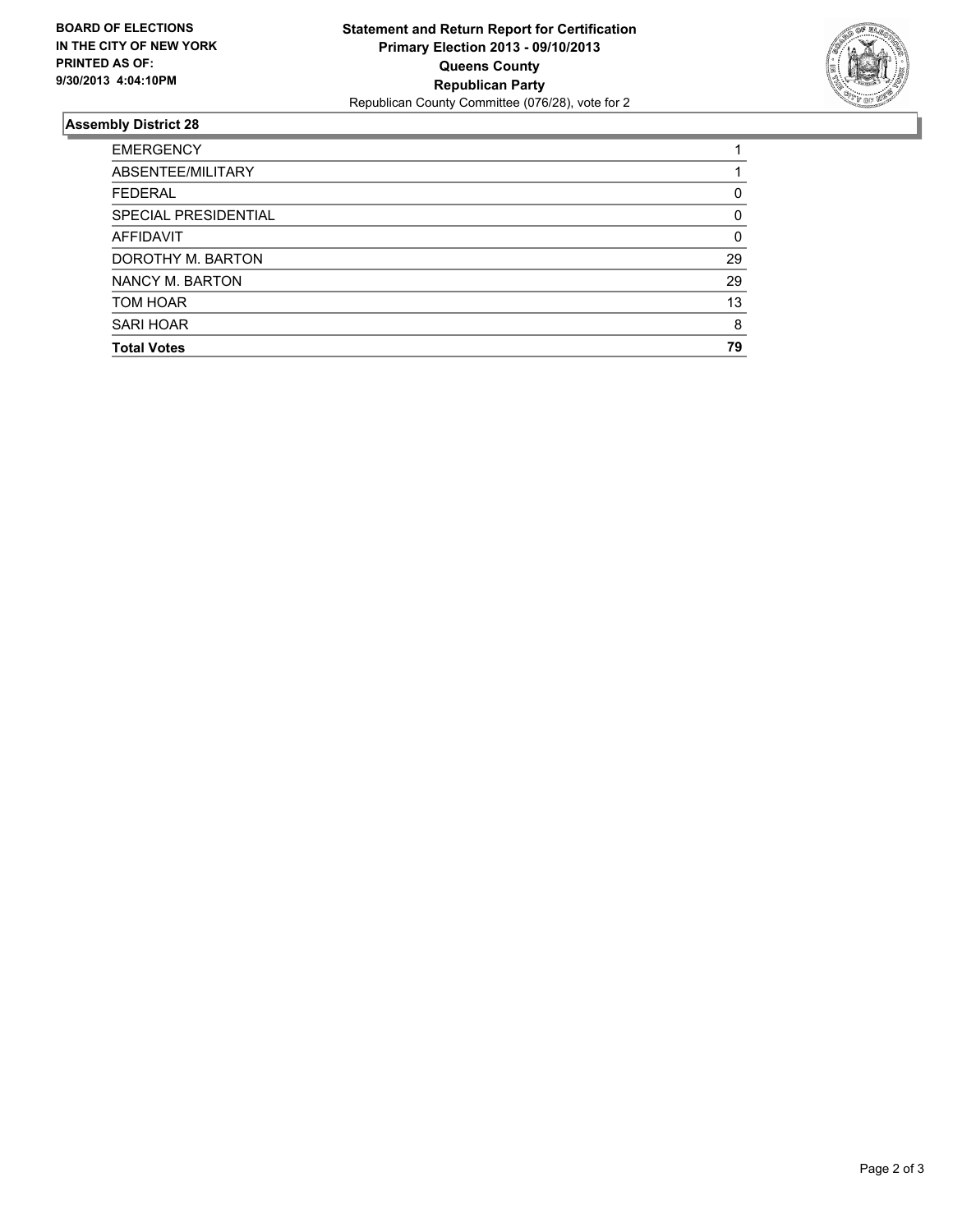**BOARD OF ELECTIONS IN THE CITY OF NEW YORK PRINTED AS OF: 9/30/2013 4:04:10PM**

**Statement and Return Report for Certification**
**Primary Election 2013 - 09/10/2013**
**Queens County**
**Republican Party**
Republican County Committee (076/28), vote for 2

## Assembly District 28

| | |
|---|---|
| EMERGENCY | 1 |
| ABSENTEE/MILITARY | 1 |
| FEDERAL | 0 |
| SPECIAL PRESIDENTIAL | 0 |
| AFFIDAVIT | 0 |
| DOROTHY M. BARTON | 29 |
| NANCY M. BARTON | 29 |
| TOM HOAR | 13 |
| SARI HOAR | 8 |
| **Total Votes** | **79** |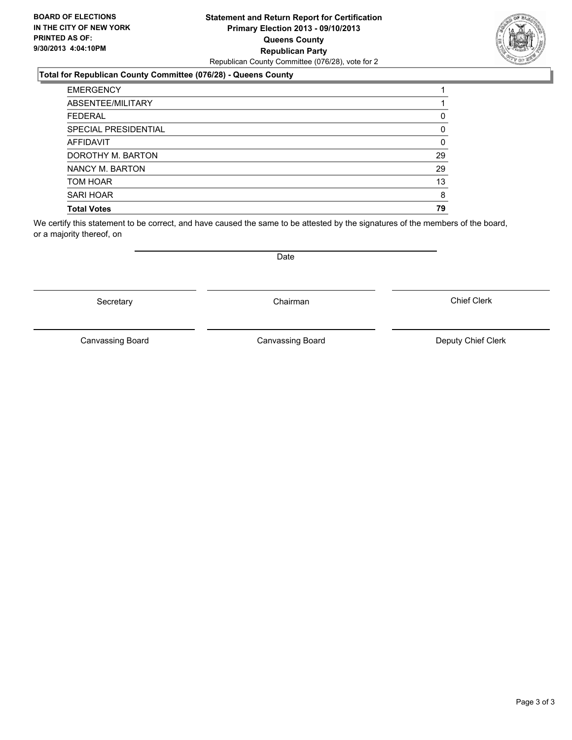**BOARD OF ELECTIONS IN THE CITY OF NEW YORK PRINTED AS OF: 9/30/2013 4:04:10PM**

**Statement and Return Report for Certification**
**Primary Election 2013 - 09/10/2013**
**Queens County**
**Republican Party**
Republican County Committee (076/28), vote for 2

**Total for Republican County Committee (076/28) - Queens County**

| | |
|---|---|
| EMERGENCY | 1 |
| ABSENTEE/MILITARY | 1 |
| FEDERAL | 0 |
| SPECIAL PRESIDENTIAL | 0 |
| AFFIDAVIT | 0 |
| DOROTHY M. BARTON | 29 |
| NANCY M. BARTON | 29 |
| TOM HOAR | 13 |
| SARI HOAR | 8 |
| **Total Votes** | **79** |

We certify this statement to be correct, and have caused the same to be attested by the signatures of the members of the board, or a majority thereof, on

Date

Secretary

Chairman

Chief Clerk

Canvassing Board

Canvassing Board

Deputy Chief Clerk